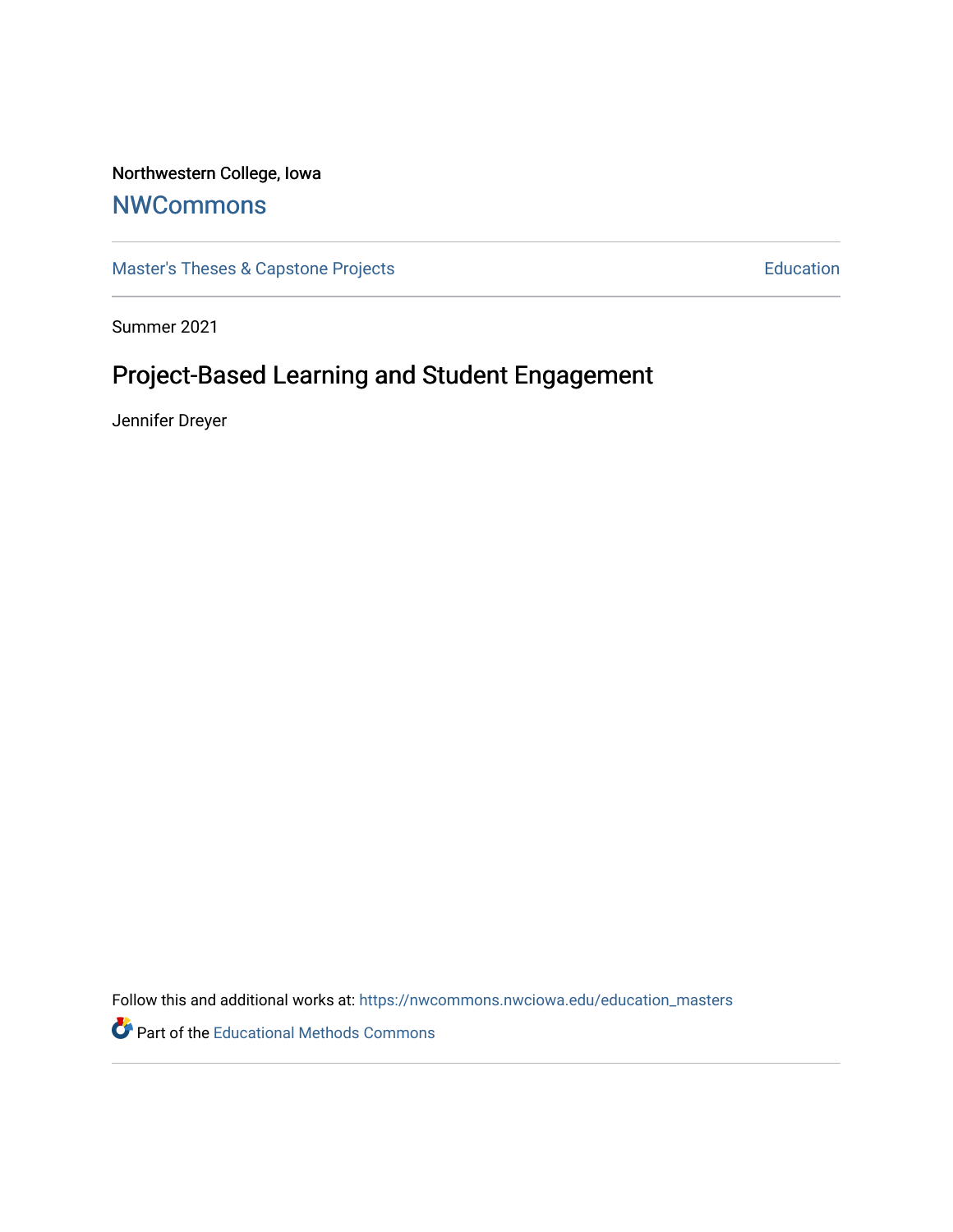Northwestern College, Iowa

# NWCommons

Master's Theses & Capstone Projects | Education

Summer 2021

## Project-Based Learning and Student Engagement

Jennifer Dreyer

Follow this and additional works at: https://nwcommons.nwciowa.edu/education_masters

Part of the Educational Methods Commons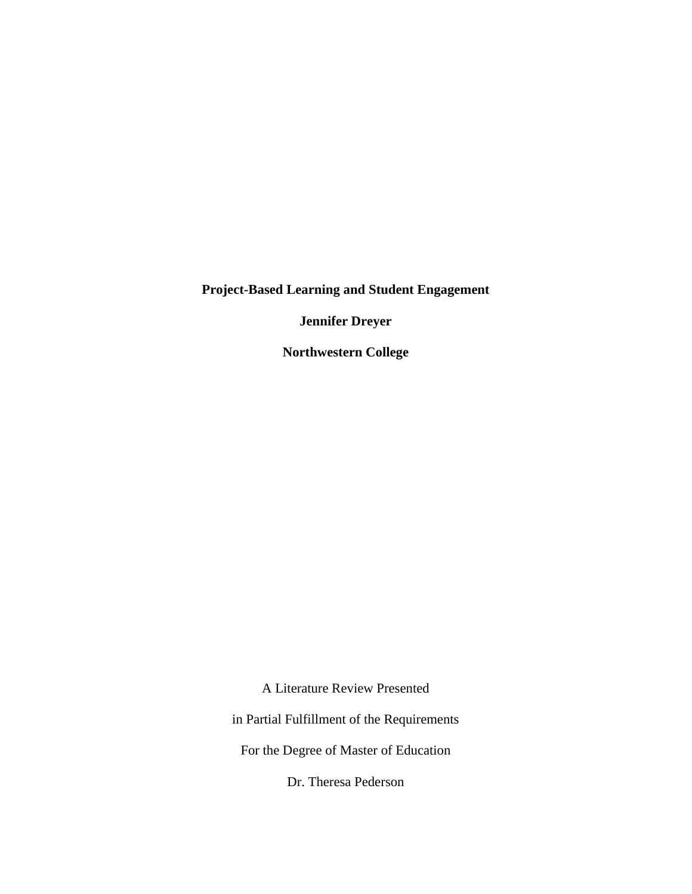**Project-Based Learning and Student Engagement**

**Jennifer Dreyer**

**Northwestern College**

A Literature Review Presented

in Partial Fulfillment of the Requirements

For the Degree of Master of Education

Dr. Theresa Pederson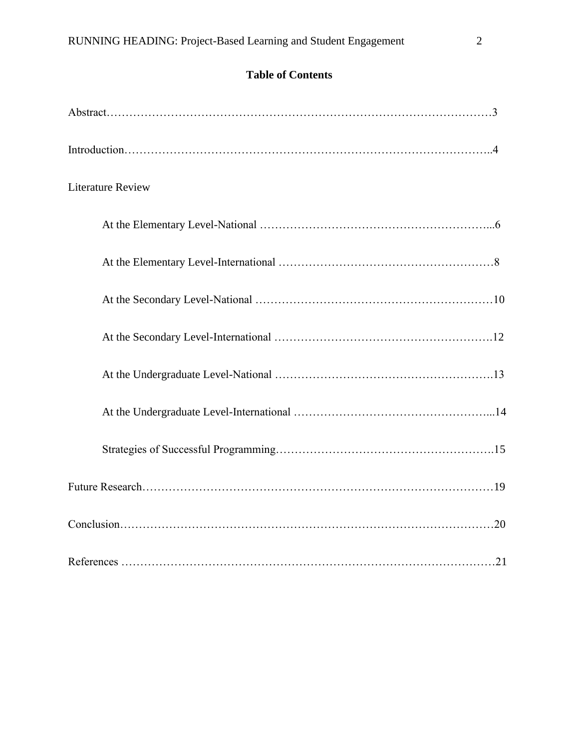**Table of Contents**

Abstract……………………………………………………………………………………………3

Introduction……………………………………………………………………………………….4

Literature Review

At the Elementary Level-National ……………………………………………………...6

At the Elementary Level-International …………………………………………………8

At the Secondary Level-National ………………………………………………………10

At the Secondary Level-International ………………………………………………….12

At the Undergraduate Level-National ………………………………………………….13

At the Undergraduate Level-International ……………………………………………...14

Strategies of Successful Programming………………………………………………….15

Future Research…………………………………………………………………………………19

Conclusion………………………………………………………………………………………20

References ………………………………………………………………………………………21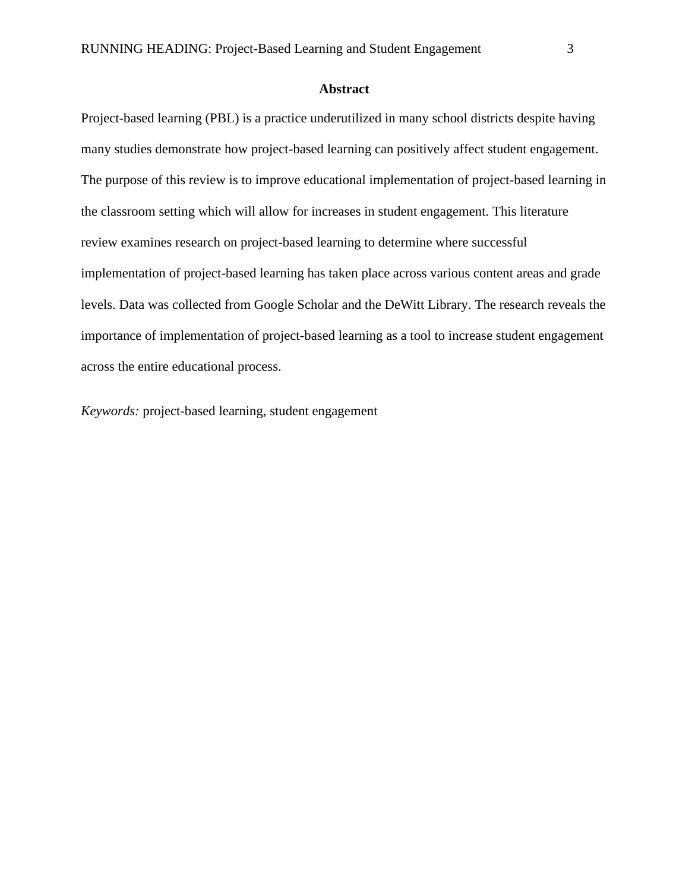## Abstract

Project-based learning (PBL) is a practice underutilized in many school districts despite having many studies demonstrate how project-based learning can positively affect student engagement. The purpose of this review is to improve educational implementation of project-based learning in the classroom setting which will allow for increases in student engagement. This literature review examines research on project-based learning to determine where successful implementation of project-based learning has taken place across various content areas and grade levels. Data was collected from Google Scholar and the DeWitt Library. The research reveals the importance of implementation of project-based learning as a tool to increase student engagement across the entire educational process.

*Keywords:* project-based learning, student engagement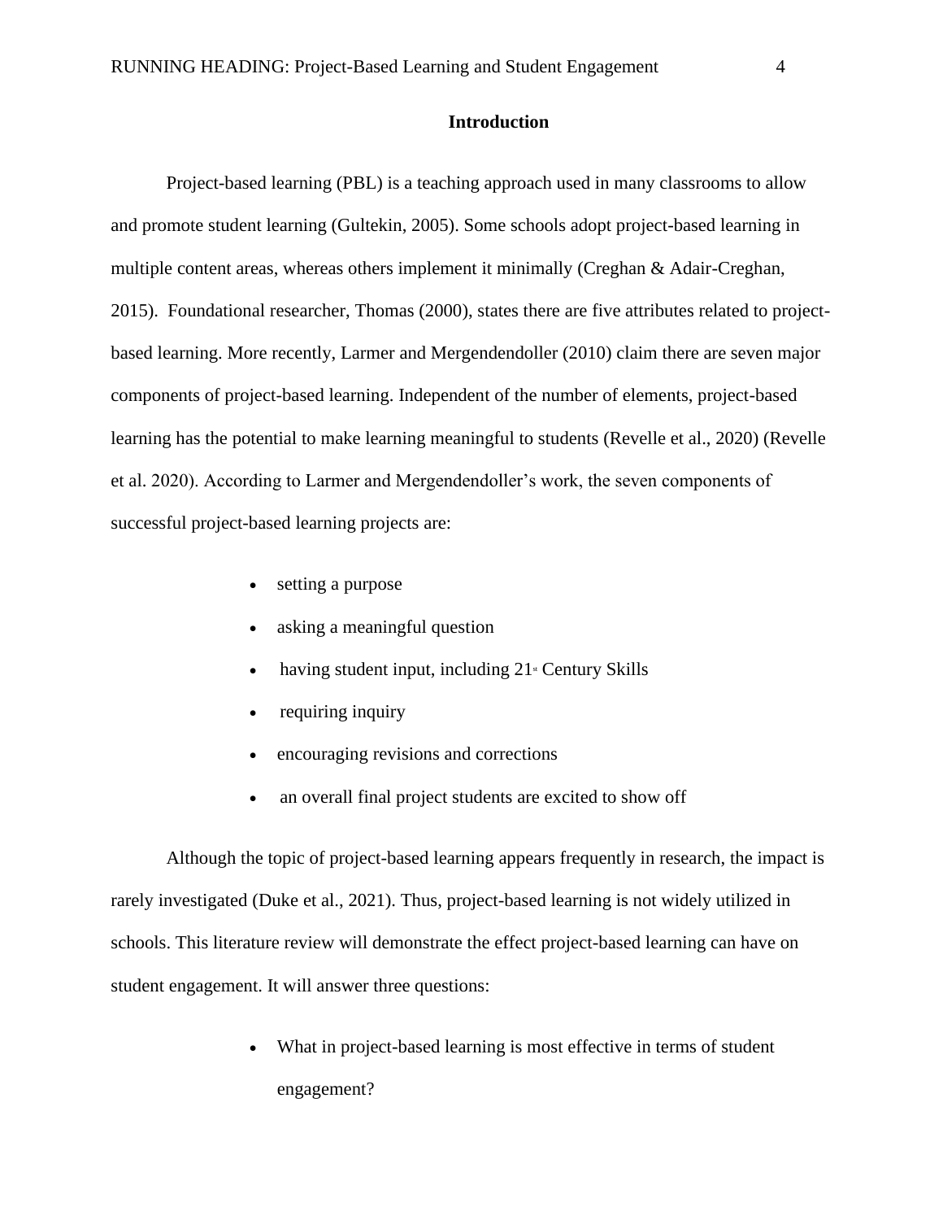## Introduction

Project-based learning (PBL) is a teaching approach used in many classrooms to allow and promote student learning (Gultekin, 2005). Some schools adopt project-based learning in multiple content areas, whereas others implement it minimally (Creghan & Adair-Creghan, 2015). Foundational researcher, Thomas (2000), states there are five attributes related to project-based learning. More recently, Larmer and Mergendendoller (2010) claim there are seven major components of project-based learning. Independent of the number of elements, project-based learning has the potential to make learning meaningful to students (Revelle et al., 2020) (Revelle et al. 2020). According to Larmer and Mergendendoller's work, the seven components of successful project-based learning projects are:

- setting a purpose
- asking a meaningful question
- having student input, including 21st Century Skills
- requiring inquiry
- encouraging revisions and corrections
- an overall final project students are excited to show off

Although the topic of project-based learning appears frequently in research, the impact is rarely investigated (Duke et al., 2021). Thus, project-based learning is not widely utilized in schools. This literature review will demonstrate the effect project-based learning can have on student engagement. It will answer three questions:

- What in project-based learning is most effective in terms of student engagement?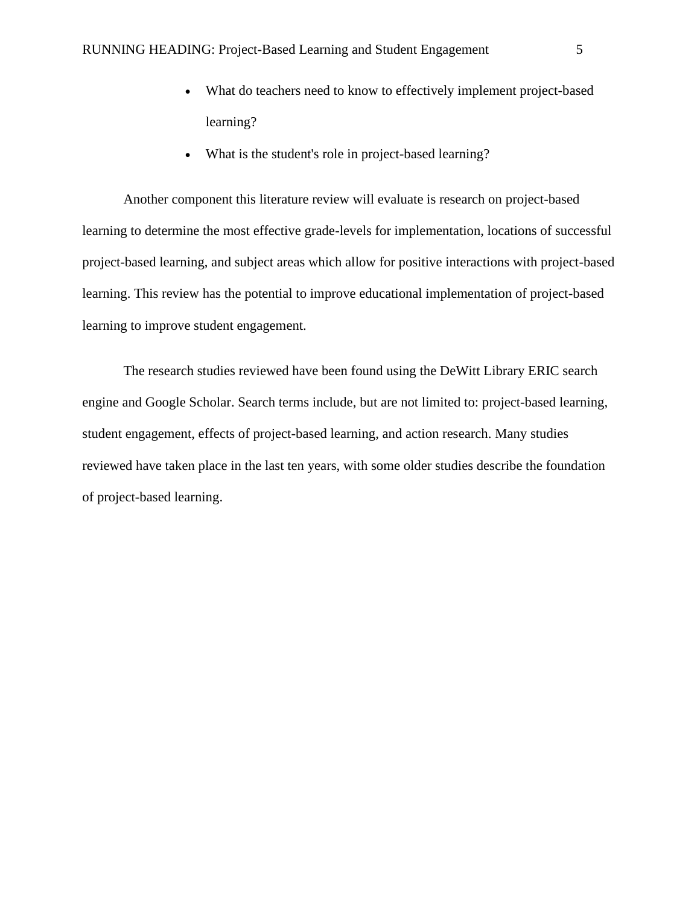- What do teachers need to know to effectively implement project-based learning?
- What is the student's role in project-based learning?

Another component this literature review will evaluate is research on project-based learning to determine the most effective grade-levels for implementation, locations of successful project-based learning, and subject areas which allow for positive interactions with project-based learning. This review has the potential to improve educational implementation of project-based learning to improve student engagement.

The research studies reviewed have been found using the DeWitt Library ERIC search engine and Google Scholar. Search terms include, but are not limited to: project-based learning, student engagement, effects of project-based learning, and action research. Many studies reviewed have taken place in the last ten years, with some older studies describe the foundation of project-based learning.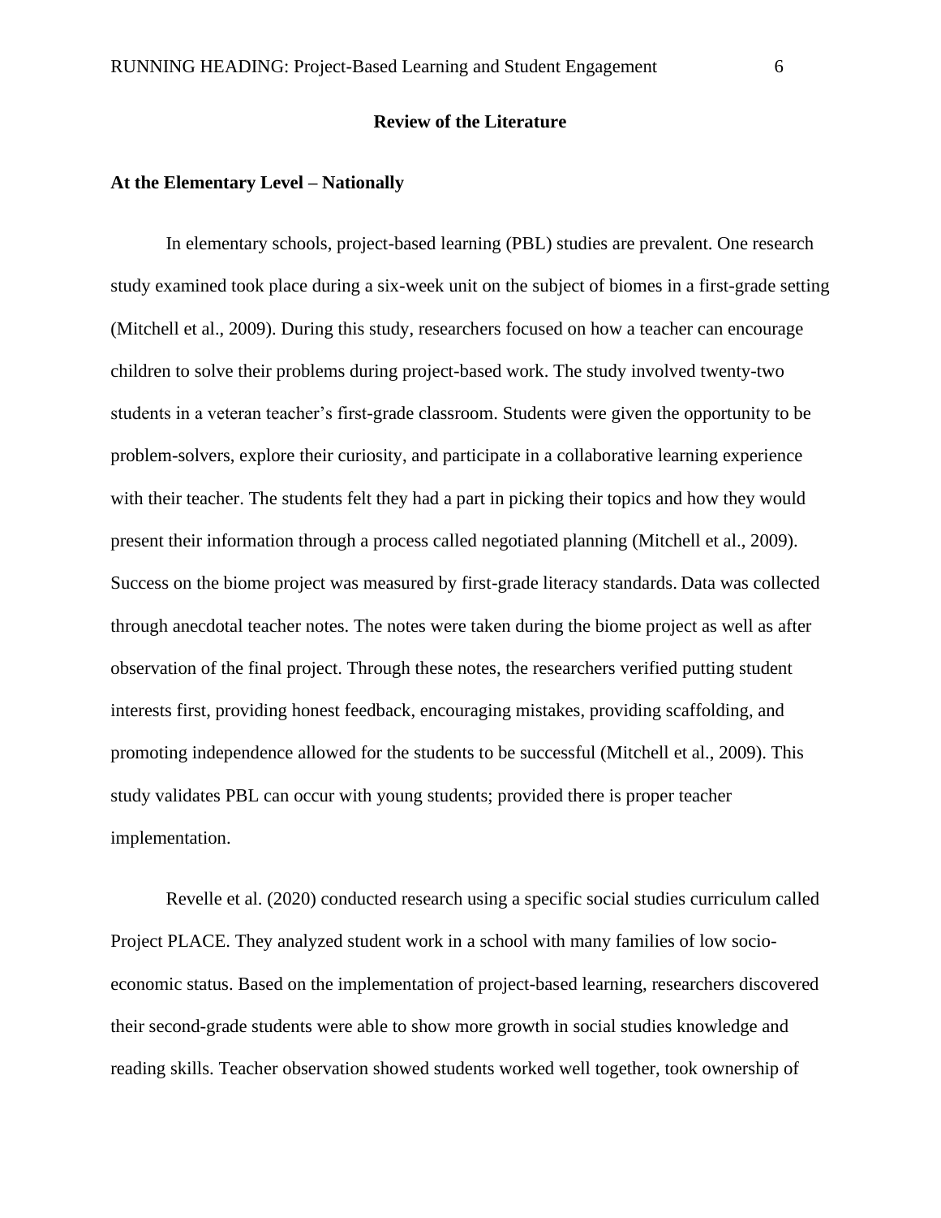## Review of the Literature

### At the Elementary Level – Nationally

In elementary schools, project-based learning (PBL) studies are prevalent. One research study examined took place during a six-week unit on the subject of biomes in a first-grade setting (Mitchell et al., 2009). During this study, researchers focused on how a teacher can encourage children to solve their problems during project-based work. The study involved twenty-two students in a veteran teacher's first-grade classroom. Students were given the opportunity to be problem-solvers, explore their curiosity, and participate in a collaborative learning experience with their teacher. The students felt they had a part in picking their topics and how they would present their information through a process called negotiated planning (Mitchell et al., 2009). Success on the biome project was measured by first-grade literacy standards. Data was collected through anecdotal teacher notes. The notes were taken during the biome project as well as after observation of the final project. Through these notes, the researchers verified putting student interests first, providing honest feedback, encouraging mistakes, providing scaffolding, and promoting independence allowed for the students to be successful (Mitchell et al., 2009). This study validates PBL can occur with young students; provided there is proper teacher implementation.

Revelle et al. (2020) conducted research using a specific social studies curriculum called Project PLACE. They analyzed student work in a school with many families of low socio-economic status. Based on the implementation of project-based learning, researchers discovered their second-grade students were able to show more growth in social studies knowledge and reading skills. Teacher observation showed students worked well together, took ownership of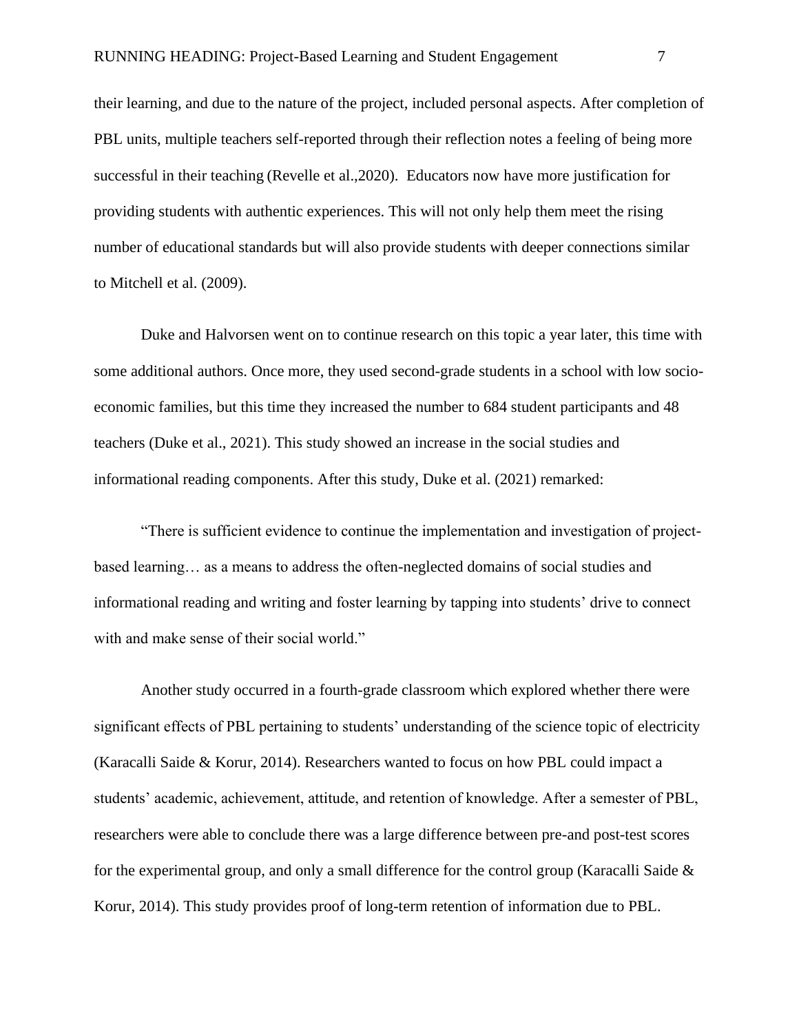their learning, and due to the nature of the project, included personal aspects. After completion of PBL units, multiple teachers self-reported through their reflection notes a feeling of being more successful in their teaching (Revelle et al.,2020). Educators now have more justification for providing students with authentic experiences. This will not only help them meet the rising number of educational standards but will also provide students with deeper connections similar to Mitchell et al. (2009).

Duke and Halvorsen went on to continue research on this topic a year later, this time with some additional authors. Once more, they used second-grade students in a school with low socio-economic families, but this time they increased the number to 684 student participants and 48 teachers (Duke et al., 2021). This study showed an increase in the social studies and informational reading components. After this study, Duke et al. (2021) remarked:

"There is sufficient evidence to continue the implementation and investigation of project-based learning… as a means to address the often-neglected domains of social studies and informational reading and writing and foster learning by tapping into students' drive to connect with and make sense of their social world."

Another study occurred in a fourth-grade classroom which explored whether there were significant effects of PBL pertaining to students' understanding of the science topic of electricity (Karacalli Saide & Korur, 2014). Researchers wanted to focus on how PBL could impact a students' academic, achievement, attitude, and retention of knowledge. After a semester of PBL, researchers were able to conclude there was a large difference between pre-and post-test scores for the experimental group, and only a small difference for the control group (Karacalli Saide & Korur, 2014). This study provides proof of long-term retention of information due to PBL.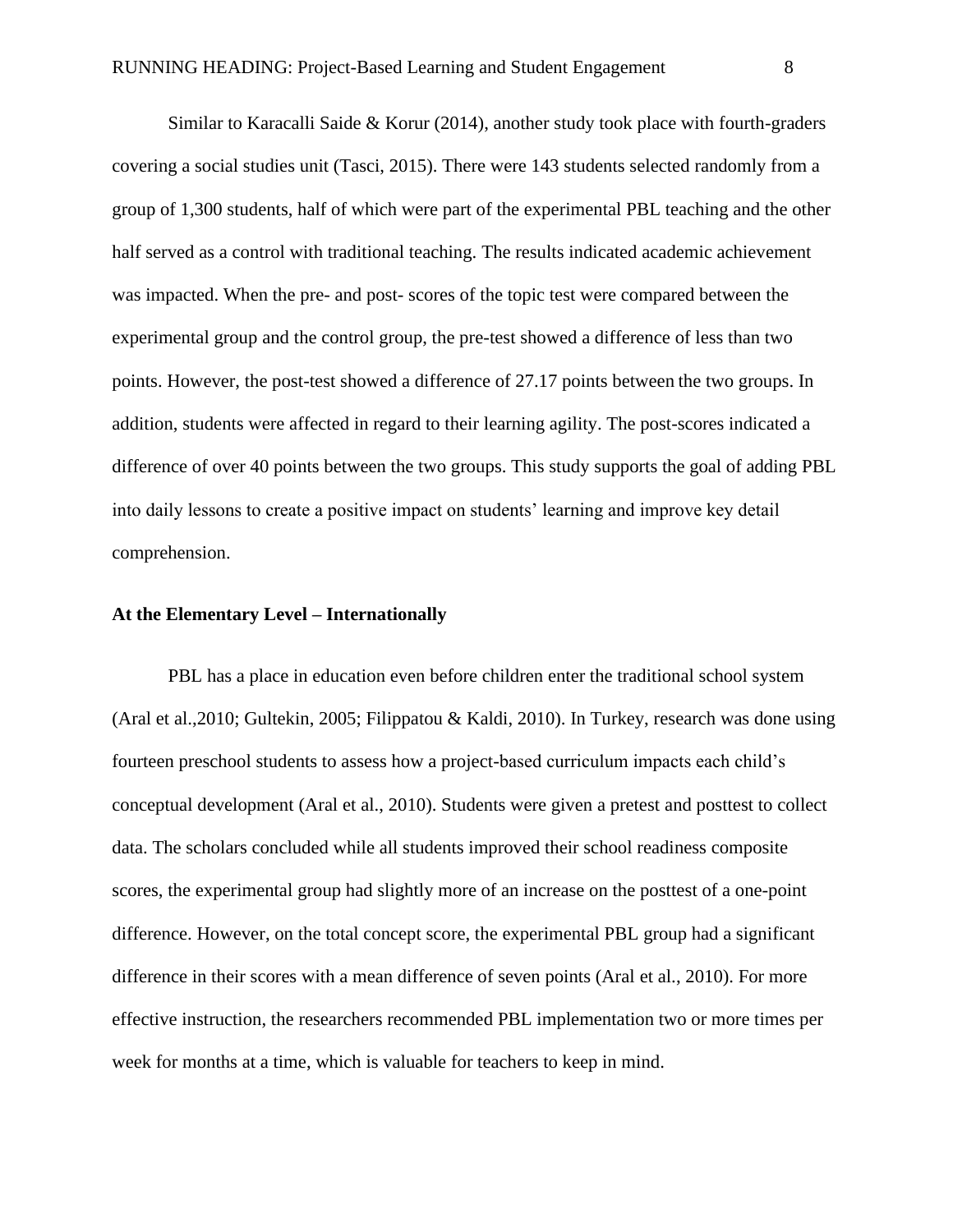Similar to Karacalli Saide & Korur (2014), another study took place with fourth-graders covering a social studies unit (Tasci, 2015). There were 143 students selected randomly from a group of 1,300 students, half of which were part of the experimental PBL teaching and the other half served as a control with traditional teaching. The results indicated academic achievement was impacted. When the pre- and post- scores of the topic test were compared between the experimental group and the control group, the pre-test showed a difference of less than two points. However, the post-test showed a difference of 27.17 points between the two groups. In addition, students were affected in regard to their learning agility. The post-scores indicated a difference of over 40 points between the two groups. This study supports the goal of adding PBL into daily lessons to create a positive impact on students' learning and improve key detail comprehension.

**At the Elementary Level – Internationally**

PBL has a place in education even before children enter the traditional school system (Aral et al.,2010; Gultekin, 2005; Filippatou & Kaldi, 2010). In Turkey, research was done using fourteen preschool students to assess how a project-based curriculum impacts each child's conceptual development (Aral et al., 2010). Students were given a pretest and posttest to collect data. The scholars concluded while all students improved their school readiness composite scores, the experimental group had slightly more of an increase on the posttest of a one-point difference. However, on the total concept score, the experimental PBL group had a significant difference in their scores with a mean difference of seven points (Aral et al., 2010). For more effective instruction, the researchers recommended PBL implementation two or more times per week for months at a time, which is valuable for teachers to keep in mind.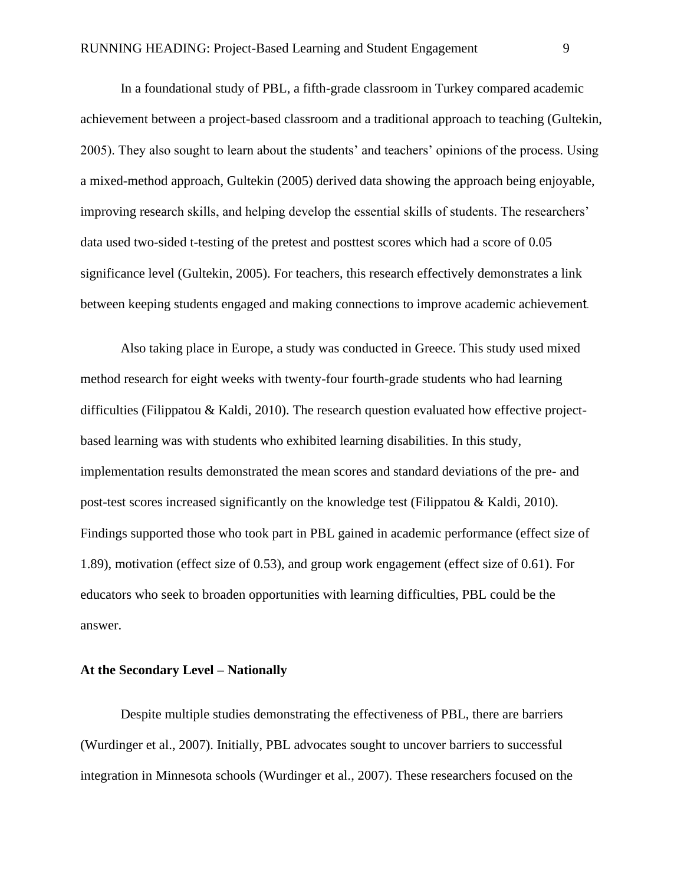In a foundational study of PBL, a fifth-grade classroom in Turkey compared academic achievement between a project-based classroom and a traditional approach to teaching (Gultekin, 2005). They also sought to learn about the students' and teachers' opinions of the process. Using a mixed-method approach, Gultekin (2005) derived data showing the approach being enjoyable, improving research skills, and helping develop the essential skills of students. The researchers' data used two-sided t-testing of the pretest and posttest scores which had a score of 0.05 significance level (Gultekin, 2005). For teachers, this research effectively demonstrates a link between keeping students engaged and making connections to improve academic achievement.

Also taking place in Europe, a study was conducted in Greece. This study used mixed method research for eight weeks with twenty-four fourth-grade students who had learning difficulties (Filippatou & Kaldi, 2010). The research question evaluated how effective project-based learning was with students who exhibited learning disabilities. In this study, implementation results demonstrated the mean scores and standard deviations of the pre- and post-test scores increased significantly on the knowledge test (Filippatou & Kaldi, 2010). Findings supported those who took part in PBL gained in academic performance (effect size of 1.89), motivation (effect size of 0.53), and group work engagement (effect size of 0.61). For educators who seek to broaden opportunities with learning difficulties, PBL could be the answer.

**At the Secondary Level – Nationally**

Despite multiple studies demonstrating the effectiveness of PBL, there are barriers (Wurdinger et al., 2007). Initially, PBL advocates sought to uncover barriers to successful integration in Minnesota schools (Wurdinger et al., 2007). These researchers focused on the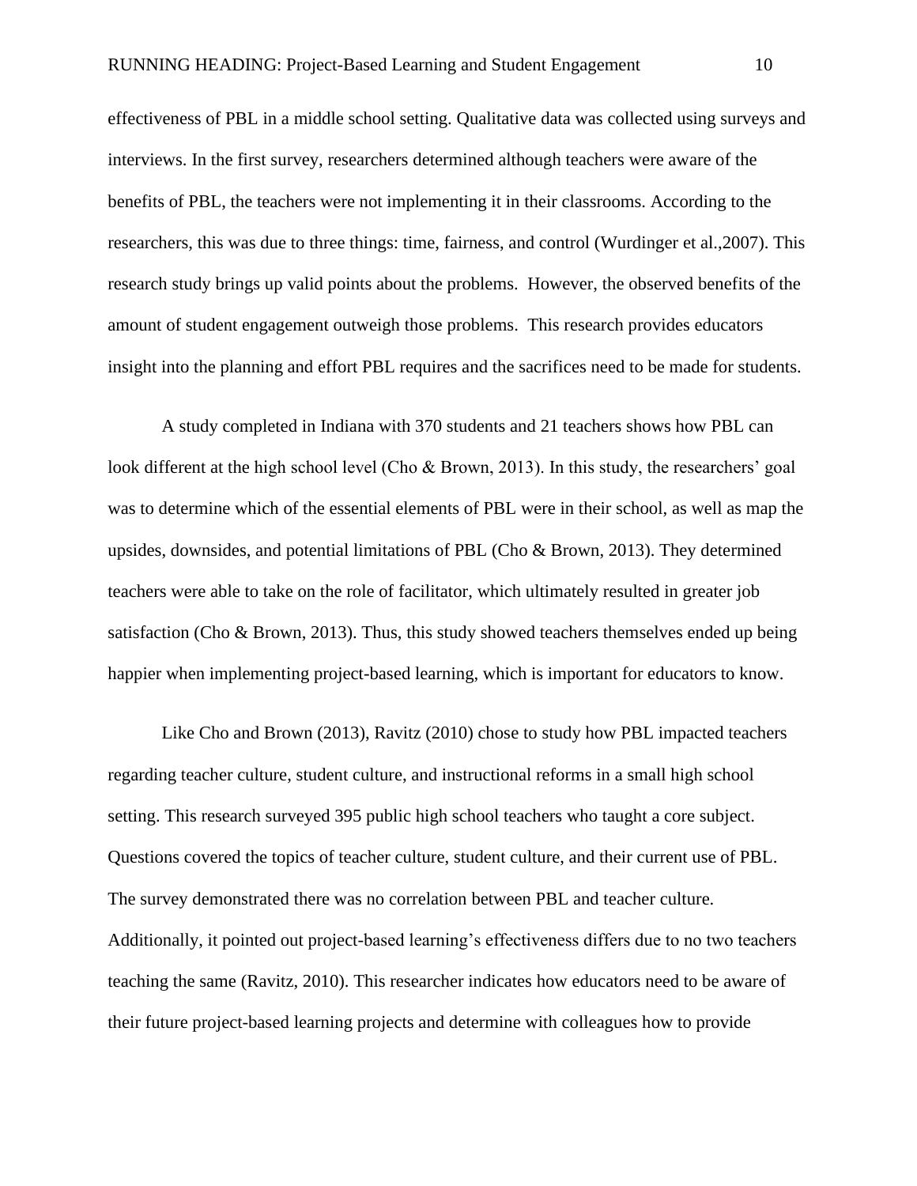effectiveness of PBL in a middle school setting. Qualitative data was collected using surveys and interviews. In the first survey, researchers determined although teachers were aware of the benefits of PBL, the teachers were not implementing it in their classrooms. According to the researchers, this was due to three things: time, fairness, and control (Wurdinger et al.,2007). This research study brings up valid points about the problems.  However, the observed benefits of the amount of student engagement outweigh those problems.  This research provides educators insight into the planning and effort PBL requires and the sacrifices need to be made for students.

A study completed in Indiana with 370 students and 21 teachers shows how PBL can look different at the high school level (Cho & Brown, 2013). In this study, the researchers' goal was to determine which of the essential elements of PBL were in their school, as well as map the upsides, downsides, and potential limitations of PBL (Cho & Brown, 2013). They determined teachers were able to take on the role of facilitator, which ultimately resulted in greater job satisfaction (Cho & Brown, 2013). Thus, this study showed teachers themselves ended up being happier when implementing project-based learning, which is important for educators to know.

Like Cho and Brown (2013), Ravitz (2010) chose to study how PBL impacted teachers regarding teacher culture, student culture, and instructional reforms in a small high school setting. This research surveyed 395 public high school teachers who taught a core subject. Questions covered the topics of teacher culture, student culture, and their current use of PBL. The survey demonstrated there was no correlation between PBL and teacher culture. Additionally, it pointed out project-based learning's effectiveness differs due to no two teachers teaching the same (Ravitz, 2010). This researcher indicates how educators need to be aware of their future project-based learning projects and determine with colleagues how to provide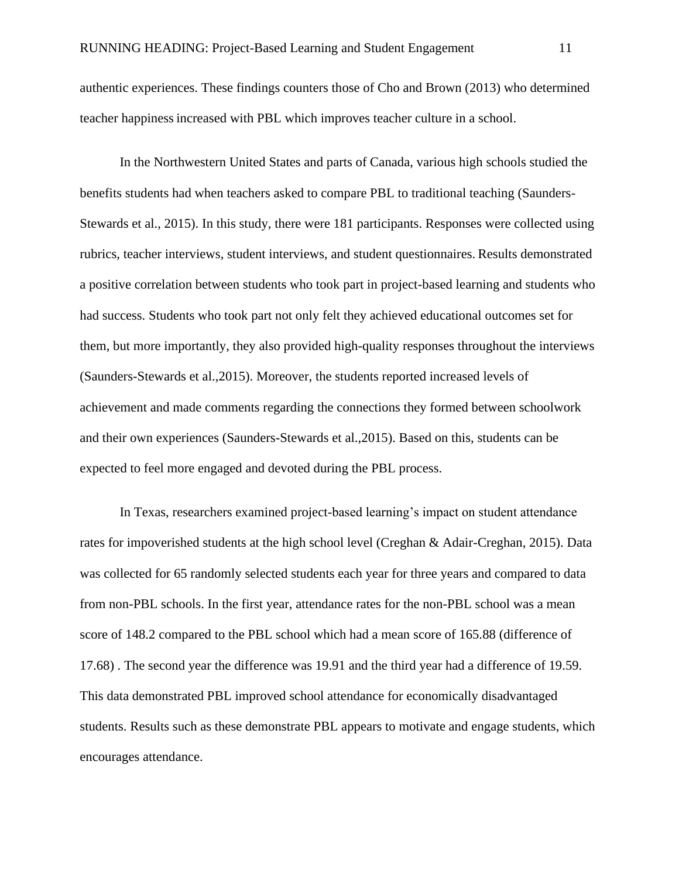authentic experiences. These findings counters those of Cho and Brown (2013) who determined teacher happiness increased with PBL which improves teacher culture in a school.

In the Northwestern United States and parts of Canada, various high schools studied the benefits students had when teachers asked to compare PBL to traditional teaching (Saunders-Stewards et al., 2015). In this study, there were 181 participants. Responses were collected using rubrics, teacher interviews, student interviews, and student questionnaires. Results demonstrated a positive correlation between students who took part in project-based learning and students who had success. Students who took part not only felt they achieved educational outcomes set for them, but more importantly, they also provided high-quality responses throughout the interviews (Saunders-Stewards et al.,2015). Moreover, the students reported increased levels of achievement and made comments regarding the connections they formed between schoolwork and their own experiences (Saunders-Stewards et al.,2015). Based on this, students can be expected to feel more engaged and devoted during the PBL process.

In Texas, researchers examined project-based learning's impact on student attendance rates for impoverished students at the high school level (Creghan & Adair-Creghan, 2015). Data was collected for 65 randomly selected students each year for three years and compared to data from non-PBL schools. In the first year, attendance rates for the non-PBL school was a mean score of 148.2 compared to the PBL school which had a mean score of 165.88 (difference of 17.68) . The second year the difference was 19.91 and the third year had a difference of 19.59. This data demonstrated PBL improved school attendance for economically disadvantaged students. Results such as these demonstrate PBL appears to motivate and engage students, which encourages attendance.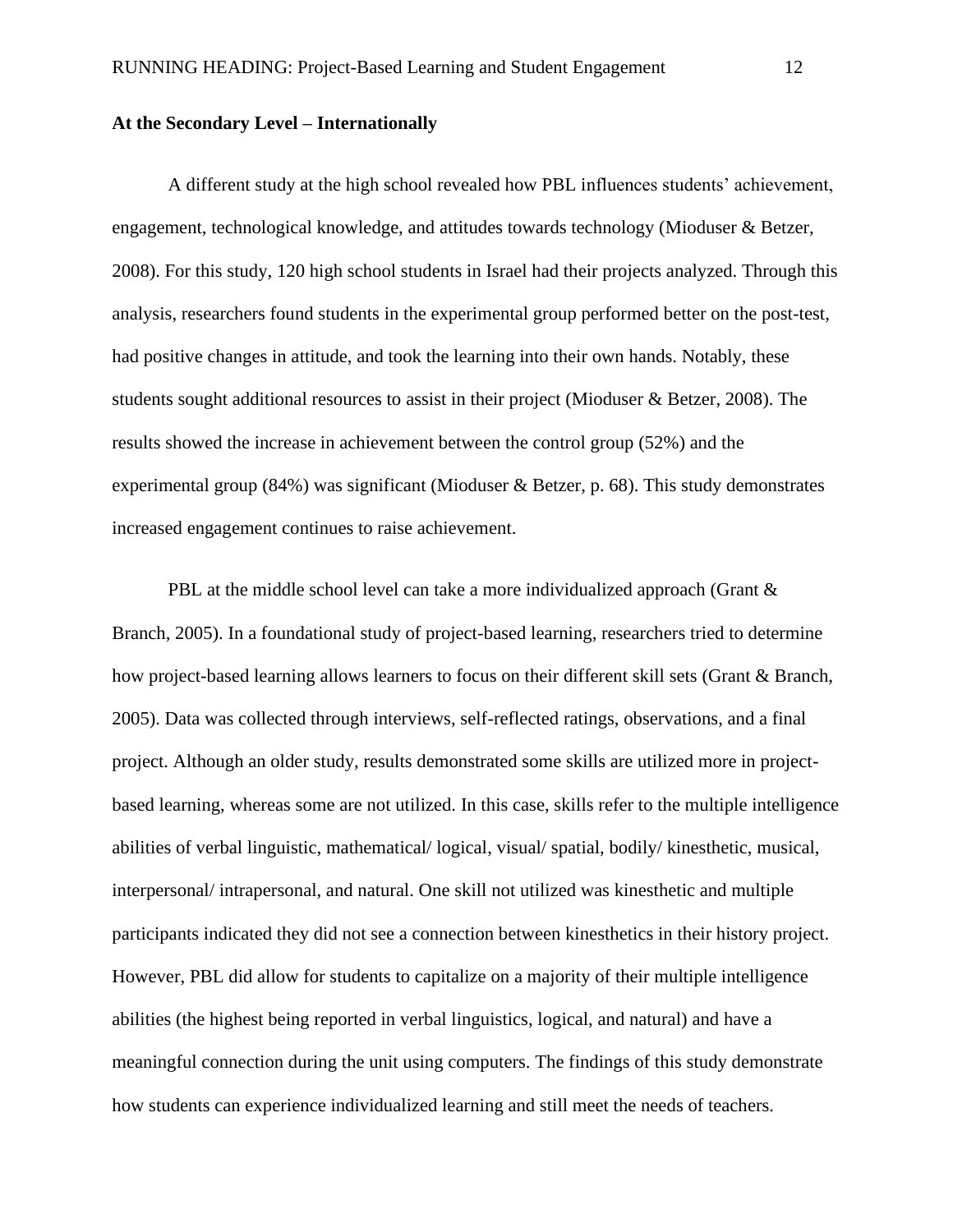**At the Secondary Level – Internationally**

A different study at the high school revealed how PBL influences students' achievement, engagement, technological knowledge, and attitudes towards technology (Mioduser & Betzer, 2008). For this study, 120 high school students in Israel had their projects analyzed. Through this analysis, researchers found students in the experimental group performed better on the post-test, had positive changes in attitude, and took the learning into their own hands. Notably, these students sought additional resources to assist in their project (Mioduser & Betzer, 2008). The results showed the increase in achievement between the control group (52%) and the experimental group (84%) was significant (Mioduser & Betzer, p. 68). This study demonstrates increased engagement continues to raise achievement.

PBL at the middle school level can take a more individualized approach (Grant & Branch, 2005). In a foundational study of project-based learning, researchers tried to determine how project-based learning allows learners to focus on their different skill sets (Grant & Branch, 2005). Data was collected through interviews, self-reflected ratings, observations, and a final project. Although an older study, results demonstrated some skills are utilized more in project-based learning, whereas some are not utilized. In this case, skills refer to the multiple intelligence abilities of verbal linguistic, mathematical/ logical, visual/ spatial, bodily/ kinesthetic, musical, interpersonal/ intrapersonal, and natural. One skill not utilized was kinesthetic and multiple participants indicated they did not see a connection between kinesthetics in their history project. However, PBL did allow for students to capitalize on a majority of their multiple intelligence abilities (the highest being reported in verbal linguistics, logical, and natural) and have a meaningful connection during the unit using computers. The findings of this study demonstrate how students can experience individualized learning and still meet the needs of teachers.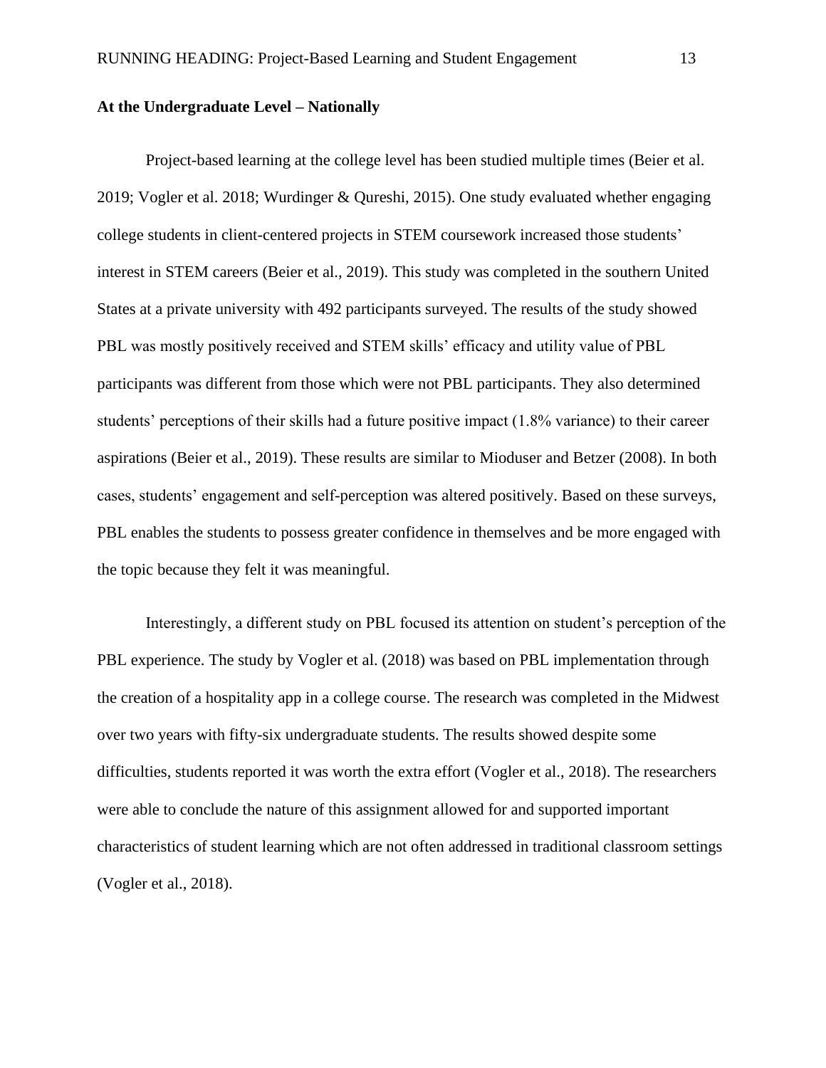**At the Undergraduate Level – Nationally**

Project-based learning at the college level has been studied multiple times (Beier et al. 2019; Vogler et al. 2018; Wurdinger & Qureshi, 2015). One study evaluated whether engaging college students in client-centered projects in STEM coursework increased those students' interest in STEM careers (Beier et al., 2019). This study was completed in the southern United States at a private university with 492 participants surveyed. The results of the study showed PBL was mostly positively received and STEM skills' efficacy and utility value of PBL participants was different from those which were not PBL participants. They also determined students' perceptions of their skills had a future positive impact (1.8% variance) to their career aspirations (Beier et al., 2019). These results are similar to Mioduser and Betzer (2008). In both cases, students' engagement and self-perception was altered positively. Based on these surveys, PBL enables the students to possess greater confidence in themselves and be more engaged with the topic because they felt it was meaningful.

Interestingly, a different study on PBL focused its attention on student's perception of the PBL experience. The study by Vogler et al. (2018) was based on PBL implementation through the creation of a hospitality app in a college course. The research was completed in the Midwest over two years with fifty-six undergraduate students. The results showed despite some difficulties, students reported it was worth the extra effort (Vogler et al., 2018). The researchers were able to conclude the nature of this assignment allowed for and supported important characteristics of student learning which are not often addressed in traditional classroom settings (Vogler et al., 2018).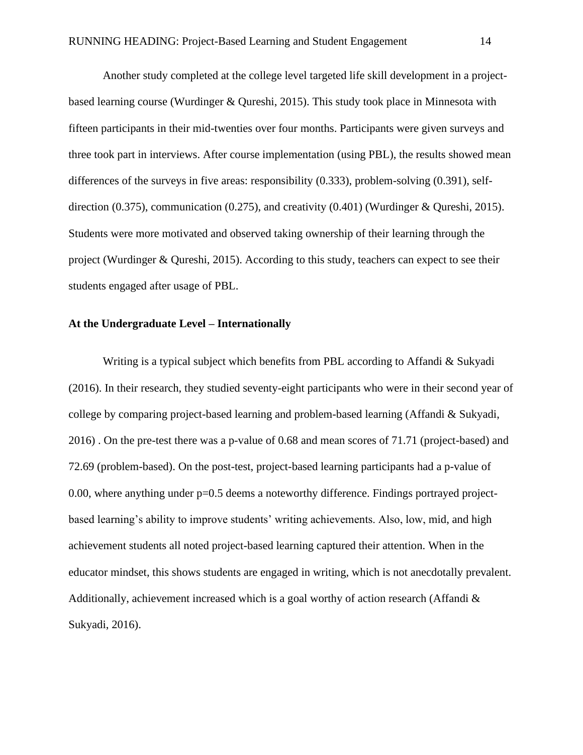Another study completed at the college level targeted life skill development in a project-based learning course (Wurdinger & Qureshi, 2015). This study took place in Minnesota with fifteen participants in their mid-twenties over four months. Participants were given surveys and three took part in interviews. After course implementation (using PBL), the results showed mean differences of the surveys in five areas: responsibility (0.333), problem-solving (0.391), self-direction (0.375), communication (0.275), and creativity (0.401) (Wurdinger & Qureshi, 2015). Students were more motivated and observed taking ownership of their learning through the project (Wurdinger & Qureshi, 2015). According to this study, teachers can expect to see their students engaged after usage of PBL.

**At the Undergraduate Level – Internationally**

Writing is a typical subject which benefits from PBL according to Affandi & Sukyadi (2016). In their research, they studied seventy-eight participants who were in their second year of college by comparing project-based learning and problem-based learning (Affandi & Sukyadi, 2016) . On the pre-test there was a p-value of 0.68 and mean scores of 71.71 (project-based) and 72.69 (problem-based). On the post-test, project-based learning participants had a p-value of 0.00, where anything under $p=0.5$ deems a noteworthy difference. Findings portrayed project-based learning's ability to improve students' writing achievements. Also, low, mid, and high achievement students all noted project-based learning captured their attention. When in the educator mindset, this shows students are engaged in writing, which is not anecdotally prevalent. Additionally, achievement increased which is a goal worthy of action research (Affandi & Sukyadi, 2016).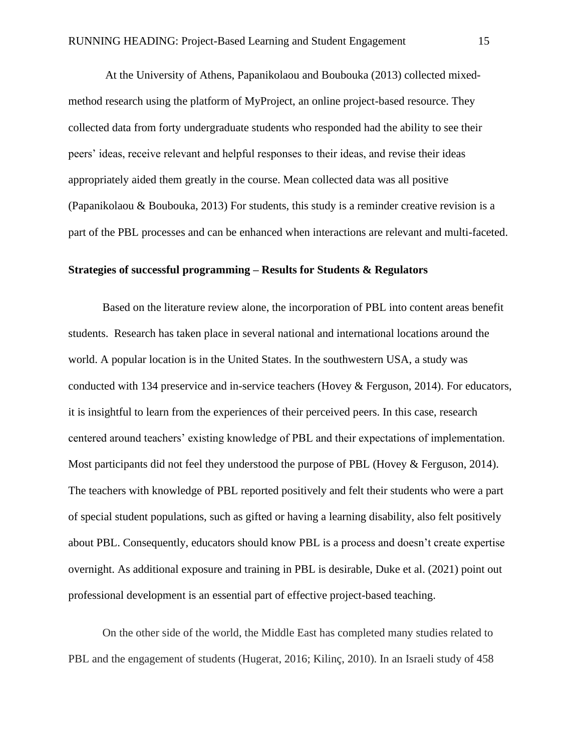At the University of Athens, Papanikolaou and Boubouka (2013) collected mixed-method research using the platform of MyProject, an online project-based resource. They collected data from forty undergraduate students who responded had the ability to see their peers' ideas, receive relevant and helpful responses to their ideas, and revise their ideas appropriately aided them greatly in the course. Mean collected data was all positive (Papanikolaou & Boubouka, 2013) For students, this study is a reminder creative revision is a part of the PBL processes and can be enhanced when interactions are relevant and multi-faceted.

**Strategies of successful programming – Results for Students & Regulators**

Based on the literature review alone, the incorporation of PBL into content areas benefit students. Research has taken place in several national and international locations around the world. A popular location is in the United States. In the southwestern USA, a study was conducted with 134 preservice and in-service teachers (Hovey & Ferguson, 2014). For educators, it is insightful to learn from the experiences of their perceived peers. In this case, research centered around teachers' existing knowledge of PBL and their expectations of implementation. Most participants did not feel they understood the purpose of PBL (Hovey & Ferguson, 2014). The teachers with knowledge of PBL reported positively and felt their students who were a part of special student populations, such as gifted or having a learning disability, also felt positively about PBL. Consequently, educators should know PBL is a process and doesn't create expertise overnight. As additional exposure and training in PBL is desirable, Duke et al. (2021) point out professional development is an essential part of effective project-based teaching.

On the other side of the world, the Middle East has completed many studies related to PBL and the engagement of students (Hugerat, 2016; Kilinç, 2010). In an Israeli study of 458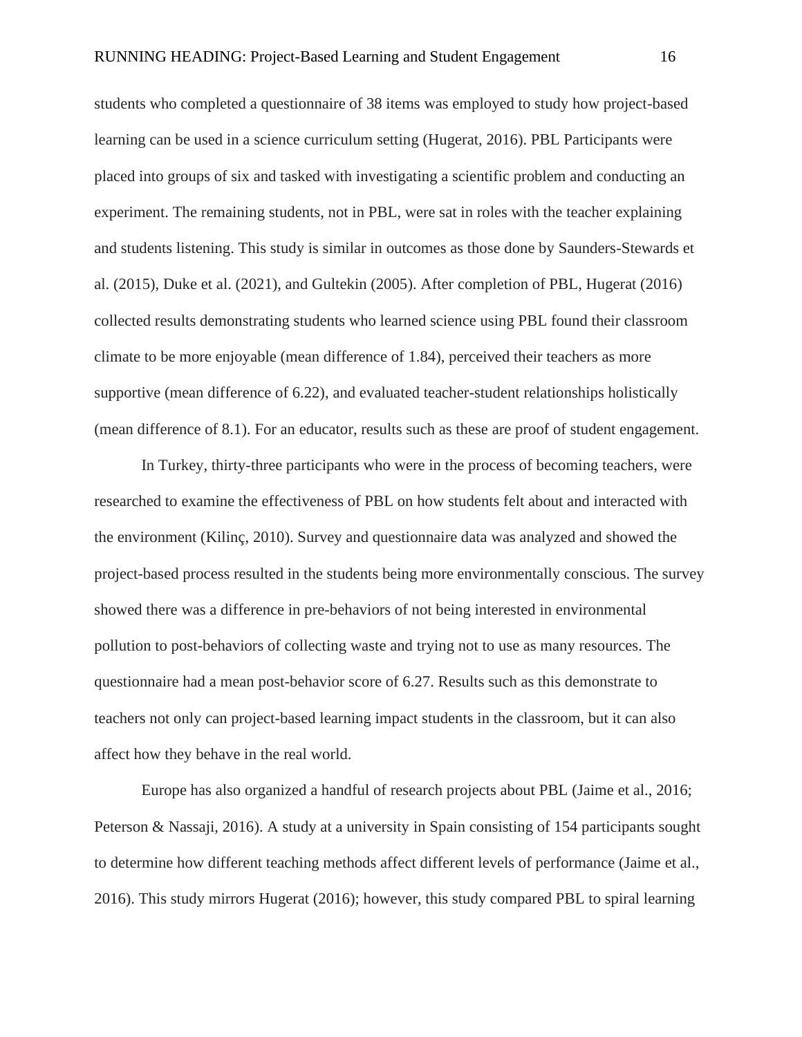students who completed a questionnaire of 38 items was employed to study how project-based learning can be used in a science curriculum setting (Hugerat, 2016). PBL Participants were placed into groups of six and tasked with investigating a scientific problem and conducting an experiment. The remaining students, not in PBL, were sat in roles with the teacher explaining and students listening. This study is similar in outcomes as those done by Saunders-Stewards et al. (2015), Duke et al. (2021), and Gultekin (2005). After completion of PBL, Hugerat (2016) collected results demonstrating students who learned science using PBL found their classroom climate to be more enjoyable (mean difference of 1.84), perceived their teachers as more supportive (mean difference of 6.22), and evaluated teacher-student relationships holistically (mean difference of 8.1). For an educator, results such as these are proof of student engagement.

In Turkey, thirty-three participants who were in the process of becoming teachers, were researched to examine the effectiveness of PBL on how students felt about and interacted with the environment (Kilinç, 2010). Survey and questionnaire data was analyzed and showed the project-based process resulted in the students being more environmentally conscious. The survey showed there was a difference in pre-behaviors of not being interested in environmental pollution to post-behaviors of collecting waste and trying not to use as many resources. The questionnaire had a mean post-behavior score of 6.27. Results such as this demonstrate to teachers not only can project-based learning impact students in the classroom, but it can also affect how they behave in the real world.

Europe has also organized a handful of research projects about PBL (Jaime et al., 2016; Peterson & Nassaji, 2016). A study at a university in Spain consisting of 154 participants sought to determine how different teaching methods affect different levels of performance (Jaime et al., 2016). This study mirrors Hugerat (2016); however, this study compared PBL to spiral learning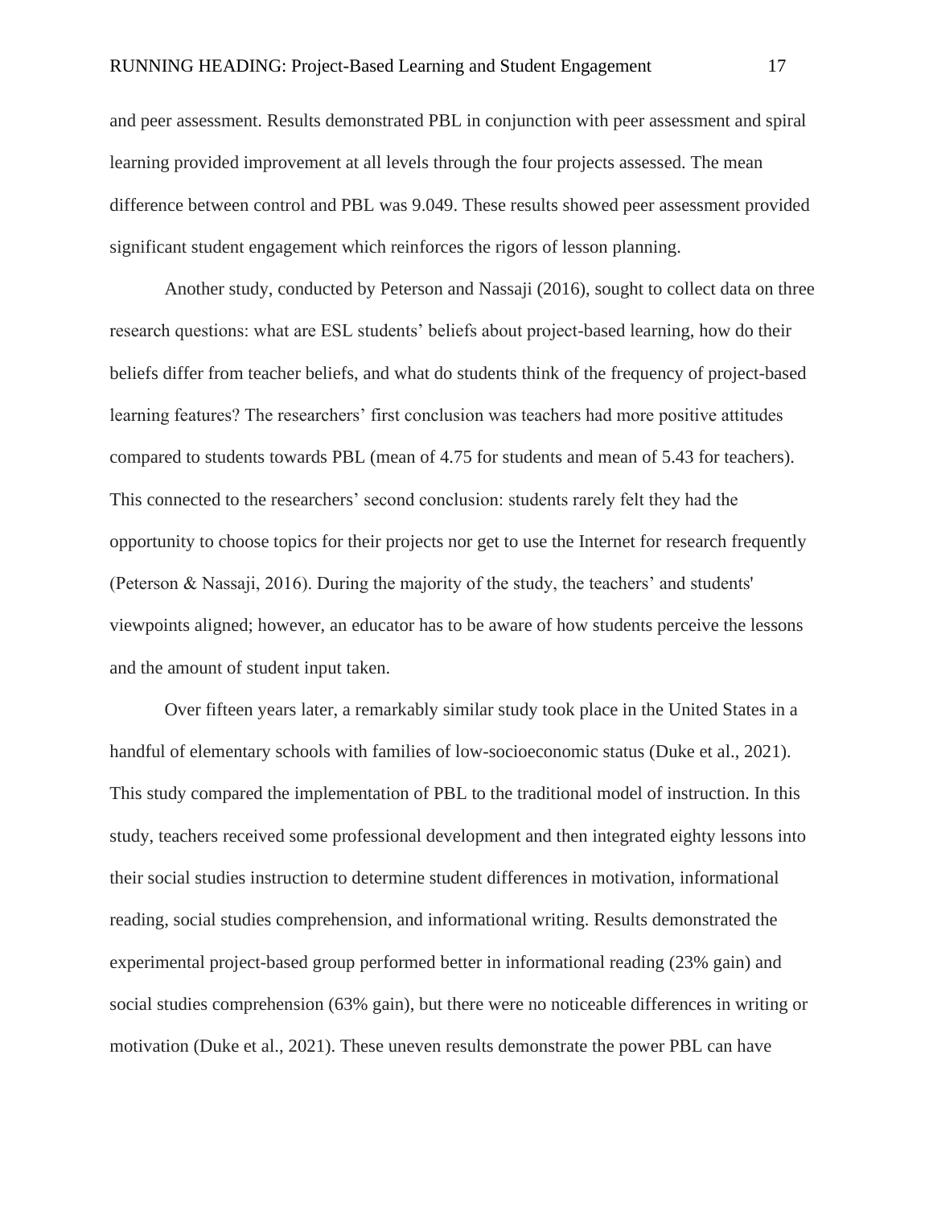and peer assessment. Results demonstrated PBL in conjunction with peer assessment and spiral learning provided improvement at all levels through the four projects assessed. The mean difference between control and PBL was 9.049. These results showed peer assessment provided significant student engagement which reinforces the rigors of lesson planning.

Another study, conducted by Peterson and Nassaji (2016), sought to collect data on three research questions: what are ESL students' beliefs about project-based learning, how do their beliefs differ from teacher beliefs, and what do students think of the frequency of project-based learning features? The researchers' first conclusion was teachers had more positive attitudes compared to students towards PBL (mean of 4.75 for students and mean of 5.43 for teachers). This connected to the researchers' second conclusion: students rarely felt they had the opportunity to choose topics for their projects nor get to use the Internet for research frequently (Peterson & Nassaji, 2016). During the majority of the study, the teachers' and students' viewpoints aligned; however, an educator has to be aware of how students perceive the lessons and the amount of student input taken.

Over fifteen years later, a remarkably similar study took place in the United States in a handful of elementary schools with families of low-socioeconomic status (Duke et al., 2021). This study compared the implementation of PBL to the traditional model of instruction. In this study, teachers received some professional development and then integrated eighty lessons into their social studies instruction to determine student differences in motivation, informational reading, social studies comprehension, and informational writing. Results demonstrated the experimental project-based group performed better in informational reading (23% gain) and social studies comprehension (63% gain), but there were no noticeable differences in writing or motivation (Duke et al., 2021). These uneven results demonstrate the power PBL can have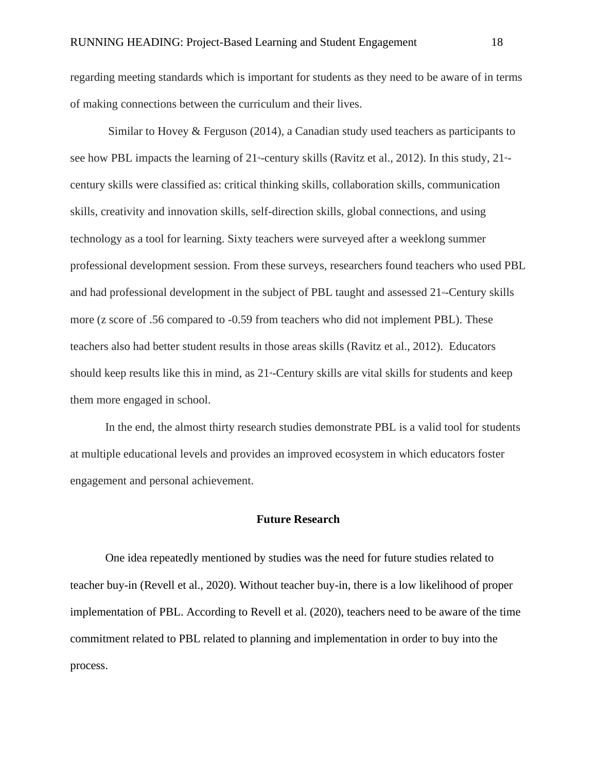regarding meeting standards which is important for students as they need to be aware of in terms of making connections between the curriculum and their lives.

Similar to Hovey & Ferguson (2014), a Canadian study used teachers as participants to see how PBL impacts the learning of 21st-century skills (Ravitz et al., 2012). In this study, 21st-century skills were classified as: critical thinking skills, collaboration skills, communication skills, creativity and innovation skills, self-direction skills, global connections, and using technology as a tool for learning. Sixty teachers were surveyed after a weeklong summer professional development session. From these surveys, researchers found teachers who used PBL and had professional development in the subject of PBL taught and assessed 21st-Century skills more (z score of .56 compared to -0.59 from teachers who did not implement PBL). These teachers also had better student results in those areas skills (Ravitz et al., 2012). Educators should keep results like this in mind, as 21st-Century skills are vital skills for students and keep them more engaged in school.

In the end, the almost thirty research studies demonstrate PBL is a valid tool for students at multiple educational levels and provides an improved ecosystem in which educators foster engagement and personal achievement.

## Future Research

One idea repeatedly mentioned by studies was the need for future studies related to teacher buy-in (Revell et al., 2020). Without teacher buy-in, there is a low likelihood of proper implementation of PBL. According to Revell et al. (2020), teachers need to be aware of the time commitment related to PBL related to planning and implementation in order to buy into the process.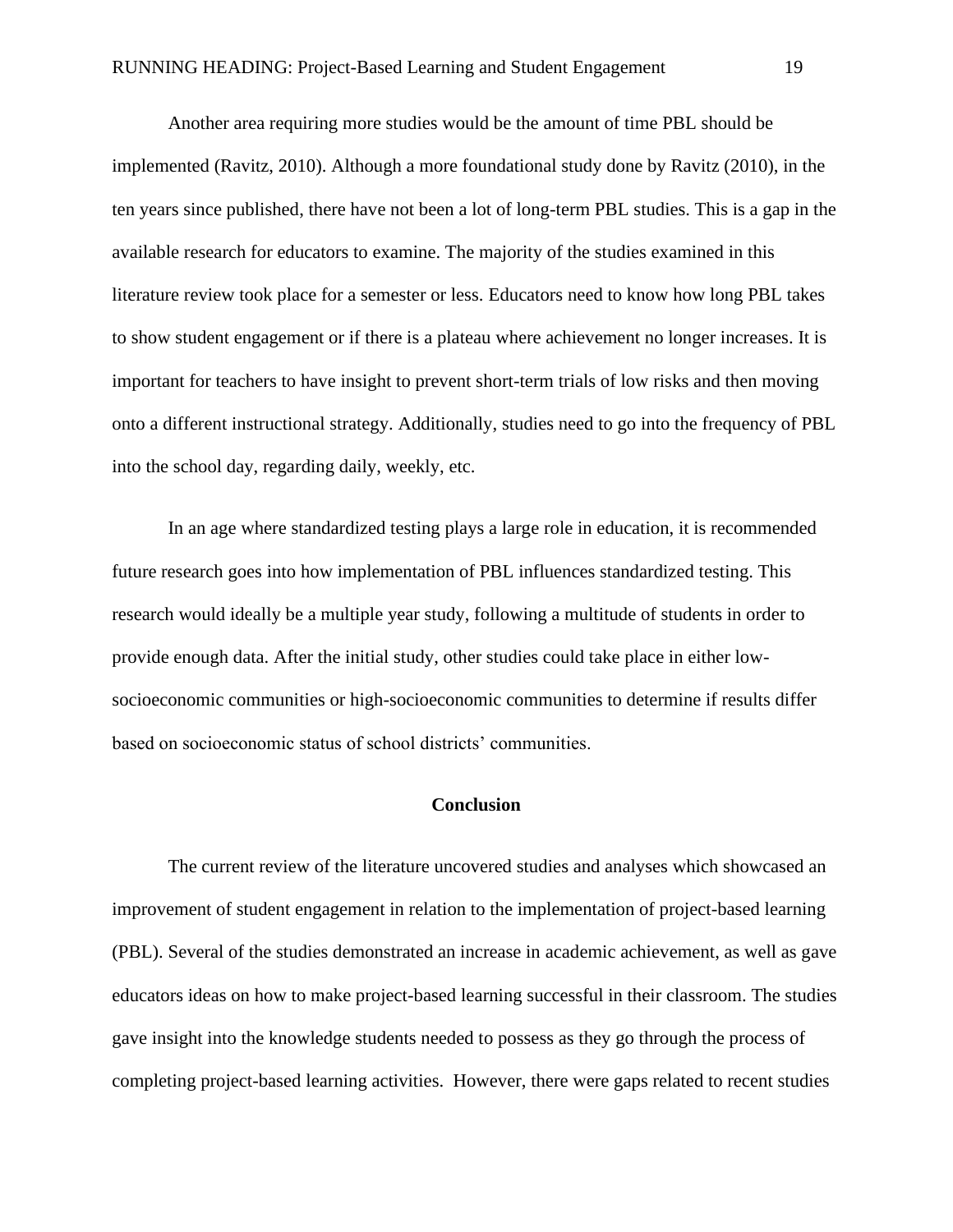Another area requiring more studies would be the amount of time PBL should be implemented (Ravitz, 2010). Although a more foundational study done by Ravitz (2010), in the ten years since published, there have not been a lot of long-term PBL studies. This is a gap in the available research for educators to examine. The majority of the studies examined in this literature review took place for a semester or less. Educators need to know how long PBL takes to show student engagement or if there is a plateau where achievement no longer increases. It is important for teachers to have insight to prevent short-term trials of low risks and then moving onto a different instructional strategy. Additionally, studies need to go into the frequency of PBL into the school day, regarding daily, weekly, etc.

In an age where standardized testing plays a large role in education, it is recommended future research goes into how implementation of PBL influences standardized testing. This research would ideally be a multiple year study, following a multitude of students in order to provide enough data. After the initial study, other studies could take place in either low-socioeconomic communities or high-socioeconomic communities to determine if results differ based on socioeconomic status of school districts' communities.

## Conclusion

The current review of the literature uncovered studies and analyses which showcased an improvement of student engagement in relation to the implementation of project-based learning (PBL). Several of the studies demonstrated an increase in academic achievement, as well as gave educators ideas on how to make project-based learning successful in their classroom. The studies gave insight into the knowledge students needed to possess as they go through the process of completing project-based learning activities. However, there were gaps related to recent studies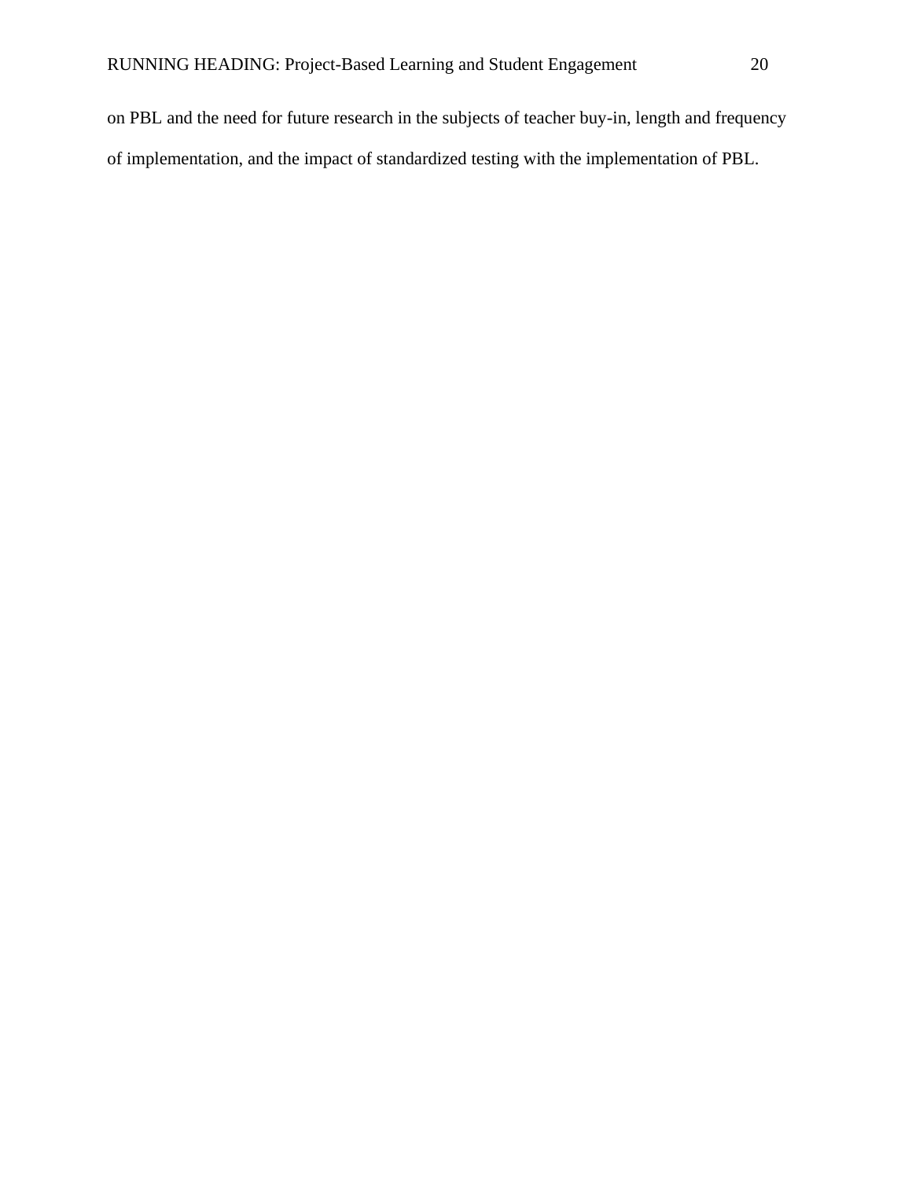on PBL and the need for future research in the subjects of teacher buy-in, length and frequency of implementation, and the impact of standardized testing with the implementation of PBL.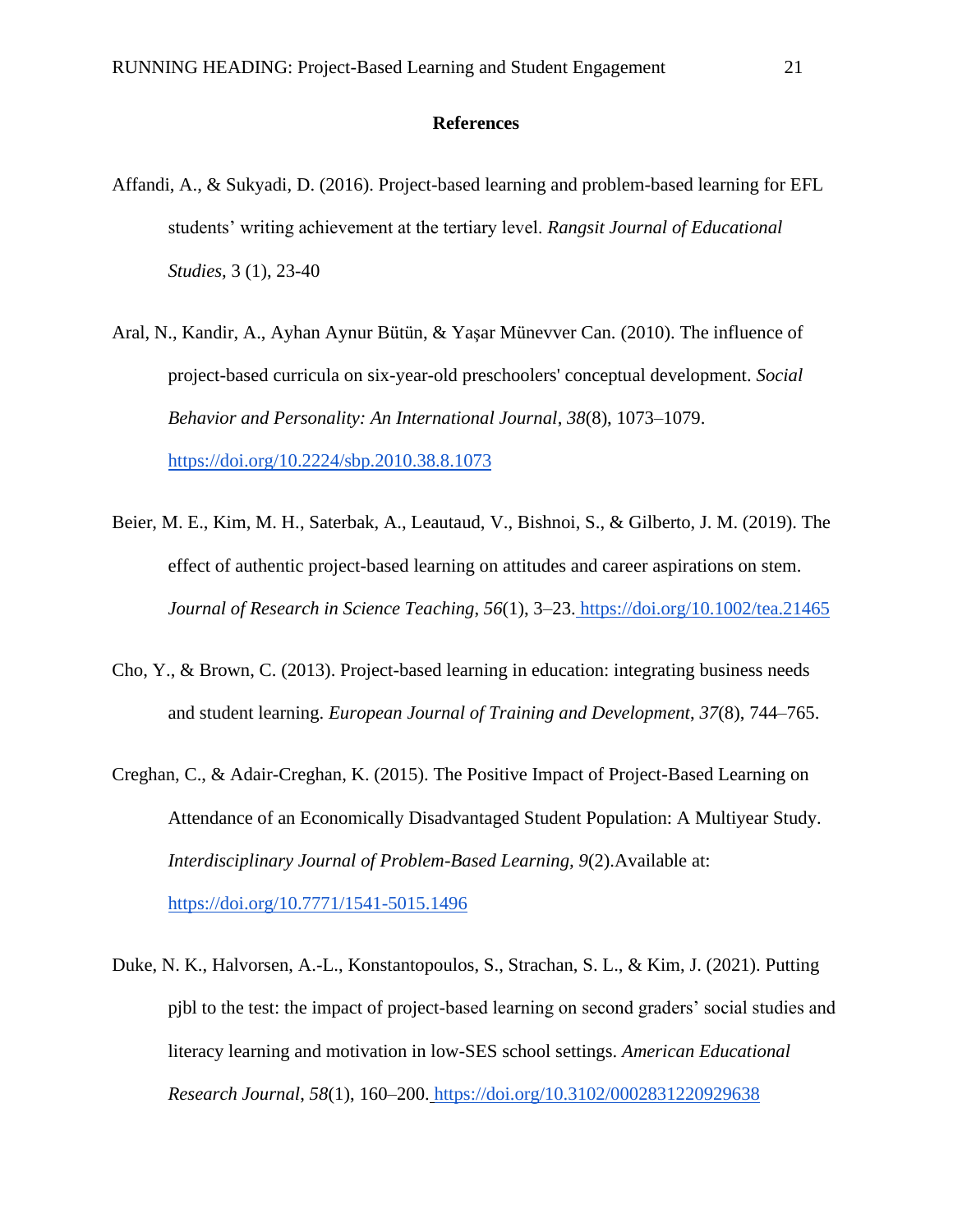# References

Affandi, A., & Sukyadi, D. (2016). Project-based learning and problem-based learning for EFL students' writing achievement at the tertiary level. *Rangsit Journal of Educational Studies,* 3 (1), 23-40

Aral, N., Kandir, A., Ayhan Aynur Bütün, & Yaşar Münevver Can. (2010). The influence of project-based curricula on six-year-old preschoolers' conceptual development. *Social Behavior and Personality: An International Journal*, *38*(8), 1073–1079. https://doi.org/10.2224/sbp.2010.38.8.1073

Beier, M. E., Kim, M. H., Saterbak, A., Leautaud, V., Bishnoi, S., & Gilberto, J. M. (2019). The effect of authentic project-based learning on attitudes and career aspirations on stem. *Journal of Research in Science Teaching*, *56*(1), 3–23. https://doi.org/10.1002/tea.21465

Cho, Y., & Brown, C. (2013). Project-based learning in education: integrating business needs and student learning. *European Journal of Training and Development*, *37*(8), 744–765.

Creghan, C., & Adair-Creghan, K. (2015). The Positive Impact of Project-Based Learning on Attendance of an Economically Disadvantaged Student Population: A Multiyear Study. *Interdisciplinary Journal of Problem-Based Learning, 9*(2).Available at: https://doi.org/10.7771/1541-5015.1496

Duke, N. K., Halvorsen, A.-L., Konstantopoulos, S., Strachan, S. L., & Kim, J. (2021). Putting pjbl to the test: the impact of project-based learning on second graders' social studies and literacy learning and motivation in low-SES school settings. *American Educational Research Journal*, *58*(1), 160–200. https://doi.org/10.3102/0002831220929638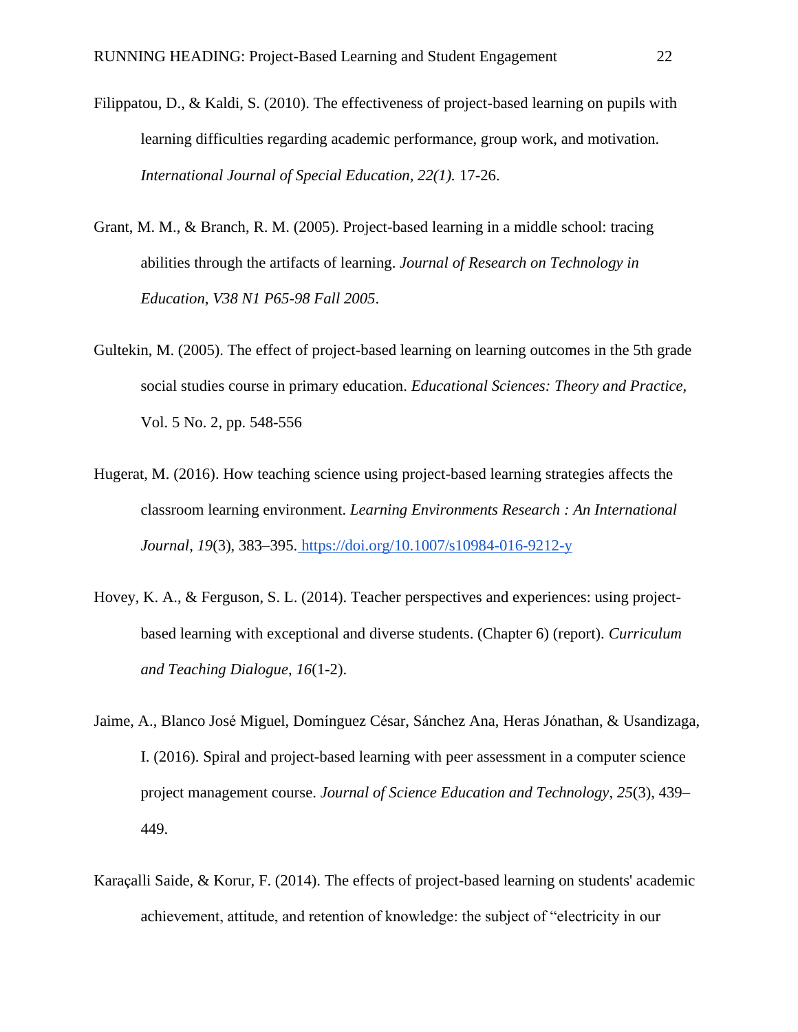Filippatou, D., & Kaldi, S. (2010). The effectiveness of project-based learning on pupils with learning difficulties regarding academic performance, group work, and motivation. *International Journal of Special Education, 22(1).* 17-26.

Grant, M. M., & Branch, R. M. (2005). Project-based learning in a middle school: tracing abilities through the artifacts of learning. *Journal of Research on Technology in Education*, *V38 N1 P65-98 Fall 2005*.

Gultekin, M. (2005). The effect of project-based learning on learning outcomes in the 5th grade social studies course in primary education. *Educational Sciences: Theory and Practice*, Vol. 5 No. 2, pp. 548-556

Hugerat, M. (2016). How teaching science using project-based learning strategies affects the classroom learning environment. *Learning Environments Research : An International Journal*, *19*(3), 383–395. https://doi.org/10.1007/s10984-016-9212-y

Hovey, K. A., & Ferguson, S. L. (2014). Teacher perspectives and experiences: using project-based learning with exceptional and diverse students. (Chapter 6) (report). *Curriculum and Teaching Dialogue*, *16*(1-2).

Jaime, A., Blanco José Miguel, Domínguez César, Sánchez Ana, Heras Jónathan, & Usandizaga, I. (2016). Spiral and project-based learning with peer assessment in a computer science project management course. *Journal of Science Education and Technology*, *25*(3), 439–449.

Karaçalli Saide, & Korur, F. (2014). The effects of project-based learning on students' academic achievement, attitude, and retention of knowledge: the subject of "electricity in our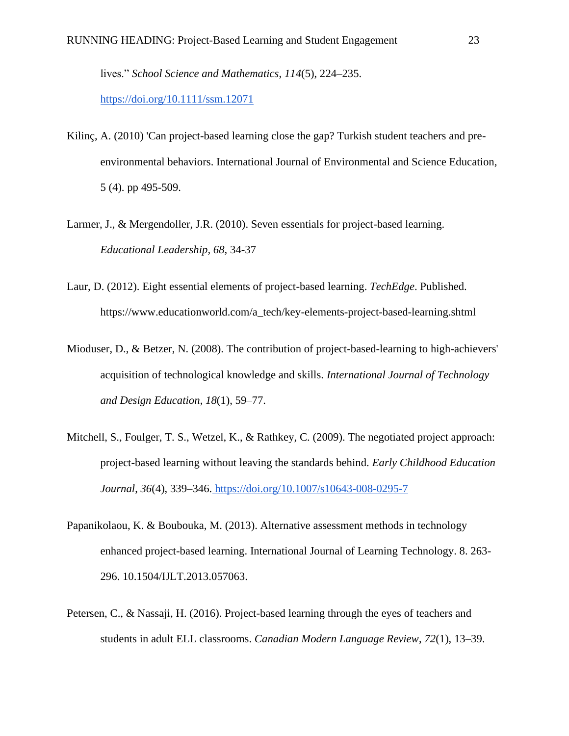lives." *School Science and Mathematics*, *114*(5), 224–235. https://doi.org/10.1111/ssm.12071

Kilinç, A. (2010) 'Can project-based learning close the gap? Turkish student teachers and pre-environmental behaviors. International Journal of Environmental and Science Education, 5 (4). pp 495-509.

Larmer, J., & Mergendoller, J.R. (2010). Seven essentials for project-based learning. *Educational Leadership*, *68*, 34-37

Laur, D. (2012). Eight essential elements of project-based learning. *TechEdge*. Published. https://www.educationworld.com/a_tech/key-elements-project-based-learning.shtml

Mioduser, D., & Betzer, N. (2008). The contribution of project-based-learning to high-achievers' acquisition of technological knowledge and skills. *International Journal of Technology and Design Education*, *18*(1), 59–77.

Mitchell, S., Foulger, T. S., Wetzel, K., & Rathkey, C. (2009). The negotiated project approach: project-based learning without leaving the standards behind. *Early Childhood Education Journal*, *36*(4), 339–346. https://doi.org/10.1007/s10643-008-0295-7

Papanikolaou, K. & Boubouka, M. (2013). Alternative assessment methods in technology enhanced project-based learning. International Journal of Learning Technology. 8. 263-296. 10.1504/IJLT.2013.057063.

Petersen, C., & Nassaji, H. (2016). Project-based learning through the eyes of teachers and students in adult ELL classrooms. *Canadian Modern Language Review*, *72*(1), 13–39.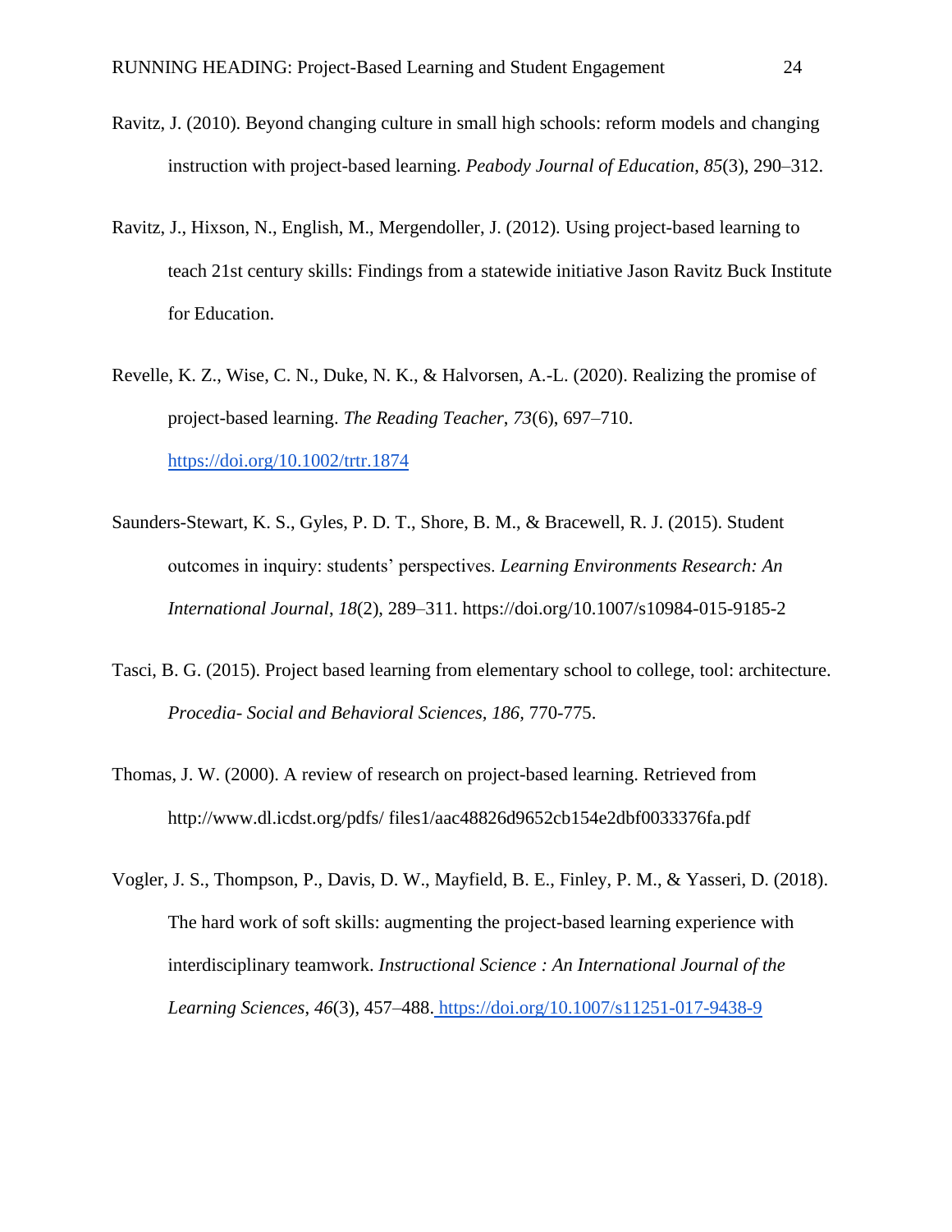Ravitz, J. (2010). Beyond changing culture in small high schools: reform models and changing instruction with project-based learning. *Peabody Journal of Education*, *85*(3), 290–312.

Ravitz, J., Hixson, N., English, M., Mergendoller, J. (2012). Using project-based learning to teach 21st century skills: Findings from a statewide initiative Jason Ravitz Buck Institute for Education.

Revelle, K. Z., Wise, C. N., Duke, N. K., & Halvorsen, A.-L. (2020). Realizing the promise of project-based learning. *The Reading Teacher*, *73*(6), 697–710. https://doi.org/10.1002/trtr.1874

Saunders-Stewart, K. S., Gyles, P. D. T., Shore, B. M., & Bracewell, R. J. (2015). Student outcomes in inquiry: students' perspectives. *Learning Environments Research: An International Journal*, *18*(2), 289–311. https://doi.org/10.1007/s10984-015-9185-2

Tasci, B. G. (2015). Project based learning from elementary school to college, tool: architecture. *Procedia- Social and Behavioral Sciences, 186*, 770-775.

Thomas, J. W. (2000). A review of research on project-based learning. Retrieved from http://www.dl.icdst.org/pdfs/ files1/aac48826d9652cb154e2dbf0033376fa.pdf

Vogler, J. S., Thompson, P., Davis, D. W., Mayfield, B. E., Finley, P. M., & Yasseri, D. (2018). The hard work of soft skills: augmenting the project-based learning experience with interdisciplinary teamwork. *Instructional Science : An International Journal of the Learning Sciences*, *46*(3), 457–488. https://doi.org/10.1007/s11251-017-9438-9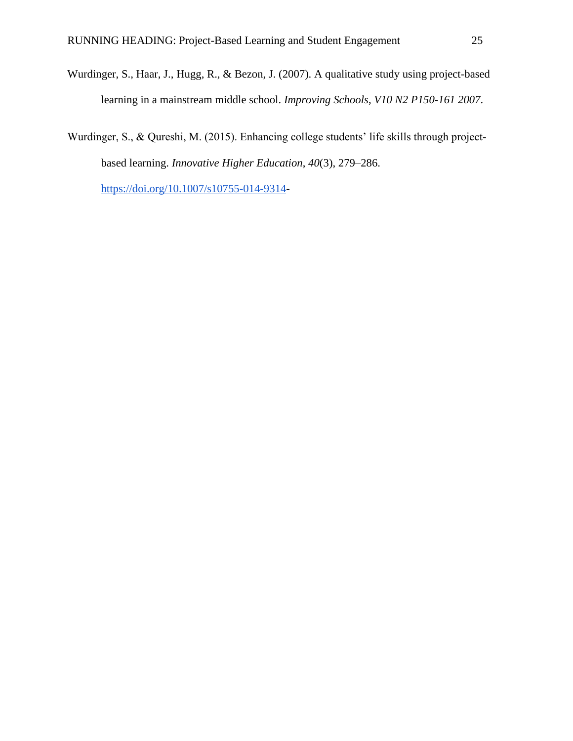Wurdinger, S., Haar, J., Hugg, R., & Bezon, J. (2007). A qualitative study using project-based learning in a mainstream middle school. *Improving Schools, V10 N2 P150-161 2007*.

Wurdinger, S., & Qureshi, M. (2015). Enhancing college students' life skills through project-based learning. *Innovative Higher Education*, *40*(3), 279–286. https://doi.org/10.1007/s10755-014-9314-